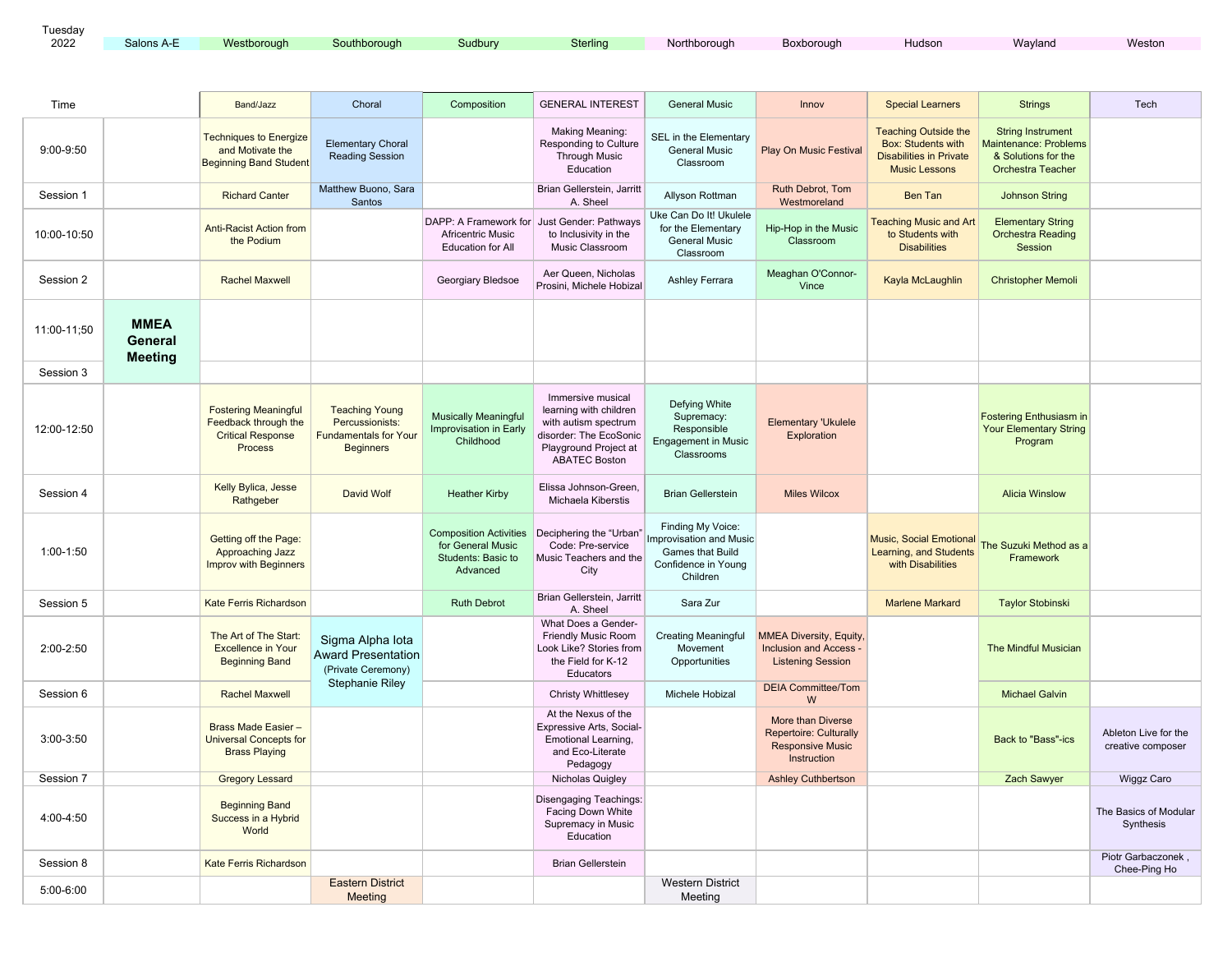Tuesday 2022

| Time | Salons A-E | Westborough | Southborough | Sudbury | Sterling | Northborough | Boxborough | Hudson | Wayland | Weston |
|---|---|---|---|---|---|---|---|---|---|---|
| | | Band/Jazz | Choral | Composition | GENERAL INTEREST | General Music | Innov | Special Learners | Strings | Tech |
| 9:00-9:50 | | Techniques to Energize and Motivate the Beginning Band Student | Elementary Choral Reading Session | | Making Meaning: Responding to Culture Through Music Education | SEL in the Elementary General Music Classroom | Play On Music Festival | Teaching Outside the Box: Students with Disabilities in Private Music Lessons | String Instrument Maintenance: Problems & Solutions for the Orchestra Teacher | |
| Session 1 | | Richard Canter | Matthew Buono, Sara Santos | | Brian Gellerstein, Jarritt A. Sheel | Allyson Rottman | Ruth Debrot, Tom Westmoreland | Ben Tan | Johnson String | |
| 10:00-10:50 | | Anti-Racist Action from the Podium | | DAPP: A Framework for Africentric Music Education for All | Just Gender: Pathways to Inclusivity in the Music Classroom | Uke Can Do It! Ukulele for the Elementary General Music Classroom | Hip-Hop in the Music Classroom | Teaching Music and Art to Students with Disabilities | Elementary String Orchestra Reading Session | |
| Session 2 | | Rachel Maxwell | | Georgiary Bledsoe | Aer Queen, Nicholas Prosini, Michele Hobizal | Ashley Ferrara | Meaghan O'Connor-Vince | Kayla McLaughlin | Christopher Memoli | |
| 11:00-11;50 | **MMEA General Meeting** | | | | | | | | | |
| Session 3 | | | | | | | | | | |
| 12:00-12:50 | | Fostering Meaningful Feedback through the Critical Response Process | Teaching Young Percussionists: Fundamentals for Your Beginners | Musically Meaningful Improvisation in Early Childhood | Immersive musical learning with children with autism spectrum disorder: The EcoSonic Playground Project at ABATEC Boston | Defying White Supremacy: Responsible Engagement in Music Classrooms | Elementary 'Ukulele Exploration | | Fostering Enthusiasm in Your Elementary String Program | |
| Session 4 | | Kelly Bylica, Jesse Rathgeber | David Wolf | Heather Kirby | Elissa Johnson-Green, Michaela Kiberstis | Brian Gellerstein | Miles Wilcox | | Alicia Winslow | |
| 1:00-1:50 | | Getting off the Page: Approaching Jazz Improv with Beginners | | Composition Activities for General Music Students: Basic to Advanced | Deciphering the "Urban" Code: Pre-service Music Teachers and the City | Finding My Voice: Improvisation and Music Games that Build Confidence in Young Children | | Music, Social Emotional Learning, and Students with Disabilities | The Suzuki Method as a Framework | |
| Session 5 | | Kate Ferris Richardson | | Ruth Debrot | Brian Gellerstein, Jarritt A. Sheel | Sara Zur | | Marlene Markard | Taylor Stobinski | |
| 2:00-2:50 | | The Art of The Start: Excellence in Your Beginning Band | Sigma Alpha Iota Award Presentation (Private Ceremony) Stephanie Riley | | What Does a Gender-Friendly Music Room Look Like? Stories from the Field for K-12 Educators | Creating Meaningful Movement Opportunities | MMEA Diversity, Equity, Inclusion and Access - Listening Session | | The Mindful Musician | |
| Session 6 | | Rachel Maxwell | | | Christy Whittlesey | Michele Hobizal | DEIA Committee/Tom W | | Michael Galvin | |
| 3:00-3:50 | | Brass Made Easier – Universal Concepts for Brass Playing | | | At the Nexus of the Expressive Arts, Social-Emotional Learning, and Eco-Literate Pedagogy | | More than Diverse Repertoire: Culturally Responsive Music Instruction | | Back to "Bass"-ics | Ableton Live for the creative composer |
| Session 7 | | Gregory Lessard | | | Nicholas Quigley | | Ashley Cuthbertson | | Zach Sawyer | Wiggz Caro |
| 4:00-4:50 | | Beginning Band Success in a Hybrid World | | | Disengaging Teachings: Facing Down White Supremacy in Music Education | | | | | The Basics of Modular Synthesis |
| Session 8 | | Kate Ferris Richardson | | | Brian Gellerstein | | | | | Piotr Garbaczonek , Chee-Ping Ho |
| 5:00-6:00 | | | Eastern District Meeting | | | Western District Meeting | | | | |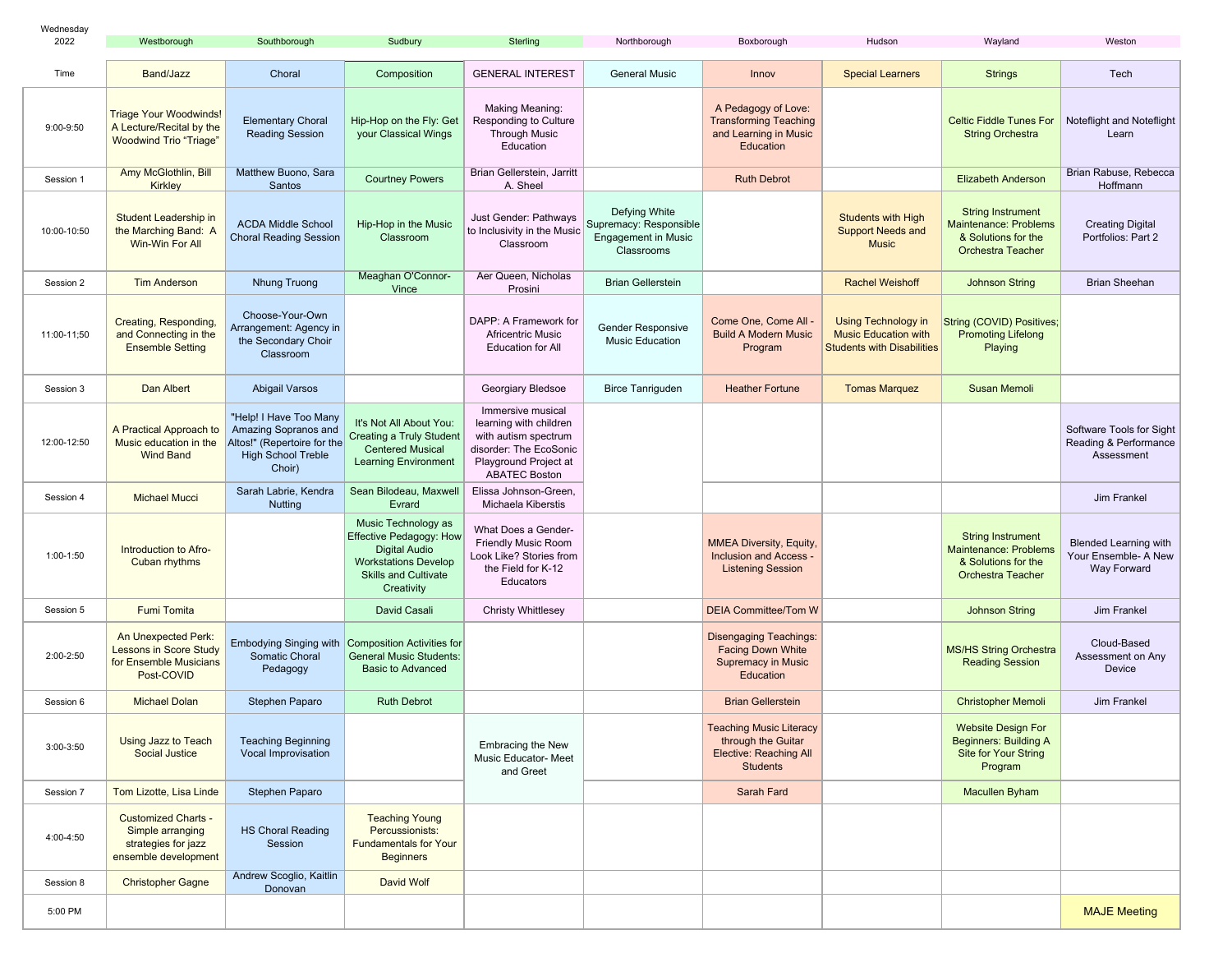| Wednesday 2022 | Westborough | Southborough | Sudbury | Sterling | Northborough | Boxborough | Hudson | Wayland | Weston |
|---|---|---|---|---|---|---|---|---|---|
| Time | Band/Jazz | Choral | Composition | GENERAL INTEREST | General Music | Innov | Special Learners | Strings | Tech |
| 9:00-9:50 | Triage Your Woodwinds! A Lecture/Recital by the Woodwind Trio "Triage" | Elementary Choral Reading Session | Hip-Hop on the Fly: Get your Classical Wings | Making Meaning: Responding to Culture Through Music Education | | A Pedagogy of Love: Transforming Teaching and Learning in Music Education | | Celtic Fiddle Tunes For String Orchestra | Noteflight and Noteflight Learn |
| Session 1 | Amy McGlothlin, Bill Kirkley | Matthew Buono, Sara Santos | Courtney Powers | Brian Gellerstein, Jarritt A. Sheel | | Ruth Debrot | | Elizabeth Anderson | Brian Rabuse, Rebecca Hoffmann |
| 10:00-10:50 | Student Leadership in the Marching Band: A Win-Win For All | ACDA Middle School Choral Reading Session | Hip-Hop in the Music Classroom | Just Gender: Pathways to Inclusivity in the Music Classroom | Defying White Supremacy: Responsible Engagement in Music Classrooms | | Students with High Support Needs and Music | String Instrument Maintenance: Problems & Solutions for the Orchestra Teacher | Creating Digital Portfolios: Part 2 |
| Session 2 | Tim Anderson | Nhung Truong | Meaghan O'Connor-Vince | Aer Queen, Nicholas Prosini | Brian Gellerstein | | Rachel Weishoff | Johnson String | Brian Sheehan |
| 11:00-11;50 | Creating, Responding, and Connecting in the Ensemble Setting | Choose-Your-Own Arrangement: Agency in the Secondary Choir Classroom | | DAPP: A Framework for Africentric Music Education for All | Gender Responsive Music Education | Come One, Come All - Build A Modern Music Program | Using Technology in Music Education with Students with Disabilities | String (COVID) Positives; Promoting Lifelong Playing | |
| Session 3 | Dan Albert | Abigail Varsos | | Georgiary Bledsoe | Birce Tanriguden | Heather Fortune | Tomas Marquez | Susan Memoli | |
| 12:00-12:50 | A Practical Approach to Music education in the Wind Band | "Help! I Have Too Many Amazing Sopranos and Altos!" (Repertoire for the High School Treble Choir) | It's Not All About You: Creating a Truly Student Centered Musical Learning Environment | Immersive musical learning with children with autism spectrum disorder: The EcoSonic Playground Project at ABATEC Boston | | | | | Software Tools for Sight Reading & Performance Assessment |
| Session 4 | Michael Mucci | Sarah Labrie, Kendra Nutting | Sean Bilodeau, Maxwell Evrard | Elissa Johnson-Green, Michaela Kiberstis | | | | | Jim Frankel |
| 1:00-1:50 | Introduction to Afro-Cuban rhythms | | Music Technology as Effective Pedagogy: How Digital Audio Workstations Develop Skills and Cultivate Creativity | What Does a Gender-Friendly Music Room Look Like? Stories from the Field for K-12 Educators | | MMEA Diversity, Equity, Inclusion and Access - Listening Session | | String Instrument Maintenance: Problems & Solutions for the Orchestra Teacher | Blended Learning with Your Ensemble- A New Way Forward |
| Session 5 | Fumi Tomita | | David Casali | Christy Whittlesey | | DEIA Committee/Tom W | | Johnson String | Jim Frankel |
| 2:00-2:50 | An Unexpected Perk: Lessons in Score Study for Ensemble Musicians Post-COVID | Embodying Singing with Somatic Choral Pedagogy | Composition Activities for General Music Students: Basic to Advanced | | | Disengaging Teachings: Facing Down White Supremacy in Music Education | | MS/HS String Orchestra Reading Session | Cloud-Based Assessment on Any Device |
| Session 6 | Michael Dolan | Stephen Paparo | Ruth Debrot | | | Brian Gellerstein | | Christopher Memoli | Jim Frankel |
| 3:00-3:50 | Using Jazz to Teach Social Justice | Teaching Beginning Vocal Improvisation | | Embracing the New Music Educator- Meet and Greet | | Teaching Music Literacy through the Guitar Elective: Reaching All Students | | Website Design For Beginners: Building A Site for Your String Program | |
| Session 7 | Tom Lizotte, Lisa Linde | Stephen Paparo | | | | Sarah Fard | | Macullen Byham | |
| 4:00-4:50 | Customized Charts - Simple arranging strategies for jazz ensemble development | HS Choral Reading Session | Teaching Young Percussionists: Fundamentals for Your Beginners | | | | | | |
| Session 8 | Christopher Gagne | Andrew Scoglio, Kaitlin Donovan | David Wolf | | | | | | |
| 5:00 PM | | | | | | | | | MAJE Meeting |